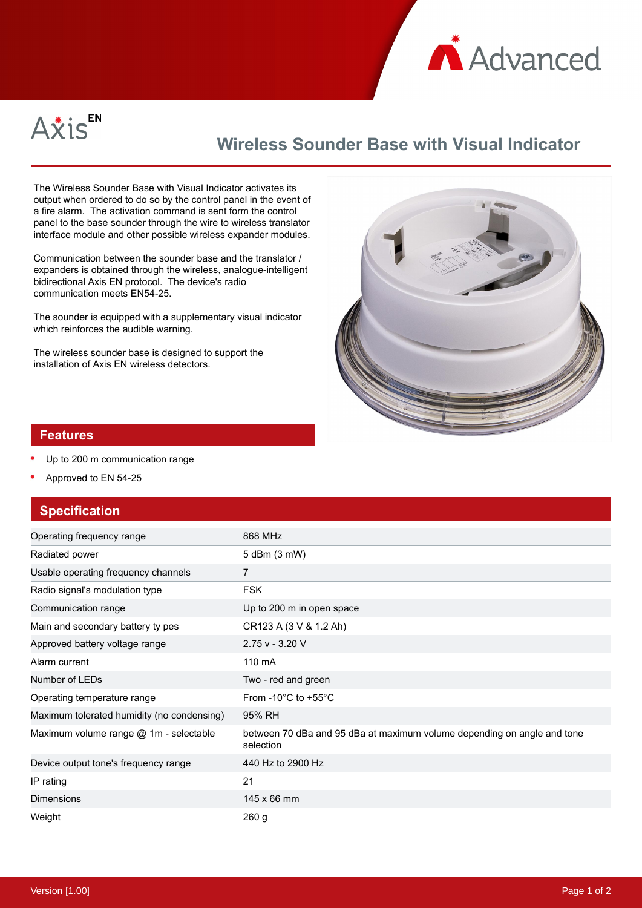Axis EN

# Wireless Sounder Base with Visual Indicator

The Wireless Sounder Base with Visual Indicator activates its output when ordered to do so by the control panel in the event of a fire alarm. The activation command is sent form the control panel to the base sounder through the wire to wireless translator interface module and other possible wireless expander modules.

Communication between the sounder base and the translator / expanders is obtained through the wireless, analogue-intelligent bidirectional Axis EN protocol. The device's radio communication meets EN54-25.

The sounder is equipped with a supplementary visual indicator which reinforces the audible warning.

The wireless sounder base is designed to support the installation of Axis EN wireless detectors.

## Features

- Up to 200 m communication range
- Approved to EN 54-25

## Specification

| | |
|---|---|
| Operating frequency range | 868 MHz |
| Radiated power | 5 dBm (3 mW) |
| Usable operating frequency channels | 7 |
| Radio signal's modulation type | FSK |
| Communication range | Up to 200 m in open space |
| Main and secondary battery ty pes | CR123 A (3 V & 1.2 Ah) |
| Approved battery voltage range | 2.75 v - 3.20 V |
| Alarm current | 110 mA |
| Number of LEDs | Two - red and green |
| Operating temperature range | From -10°C to +55°C |
| Maximum tolerated humidity (no condensing) | 95% RH |
| Maximum volume range @ 1m - selectable | between 70 dBa and 95 dBa at maximum volume depending on angle and tone selection |
| Device output tone's frequency range | 440 Hz to 2900 Hz |
| IP rating | 21 |
| Dimensions | 145 x 66 mm |
| Weight | 260 g |

Version [1.00]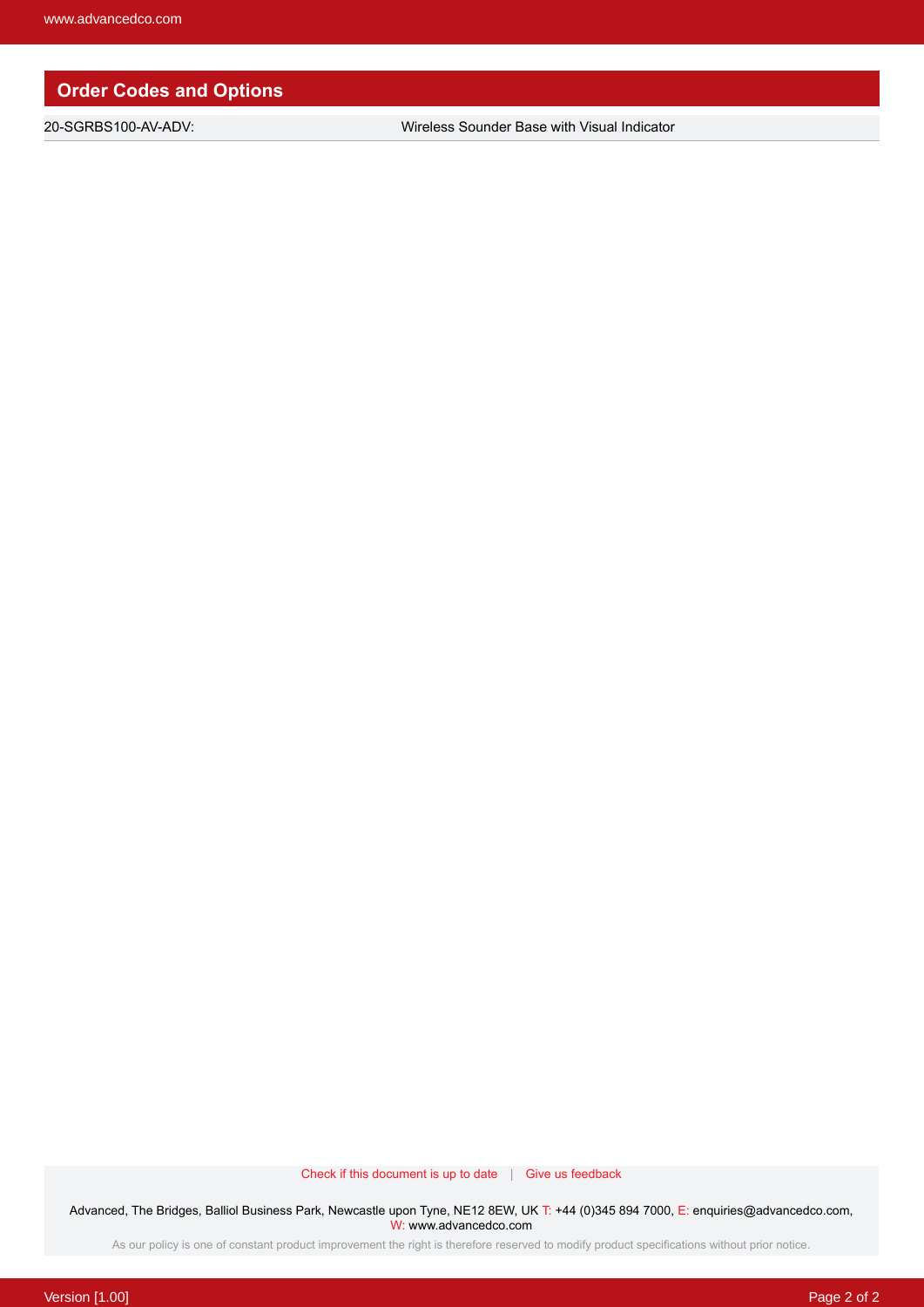## Order Codes and Options

| | |
|---|---|
| 20-SGRBS100-AV-ADV: | Wireless Sounder Base with Visual Indicator |

Check if this document is up to date | Give us feedback

Advanced, The Bridges, Balliol Business Park, Newcastle upon Tyne, NE12 8EW, UK T: +44 (0)345 894 7000, E: enquiries@advancedco.com, W: www.advancedco.com

As our policy is one of constant product improvement the right is therefore reserved to modify product specifications without prior notice.

Version [1.00]